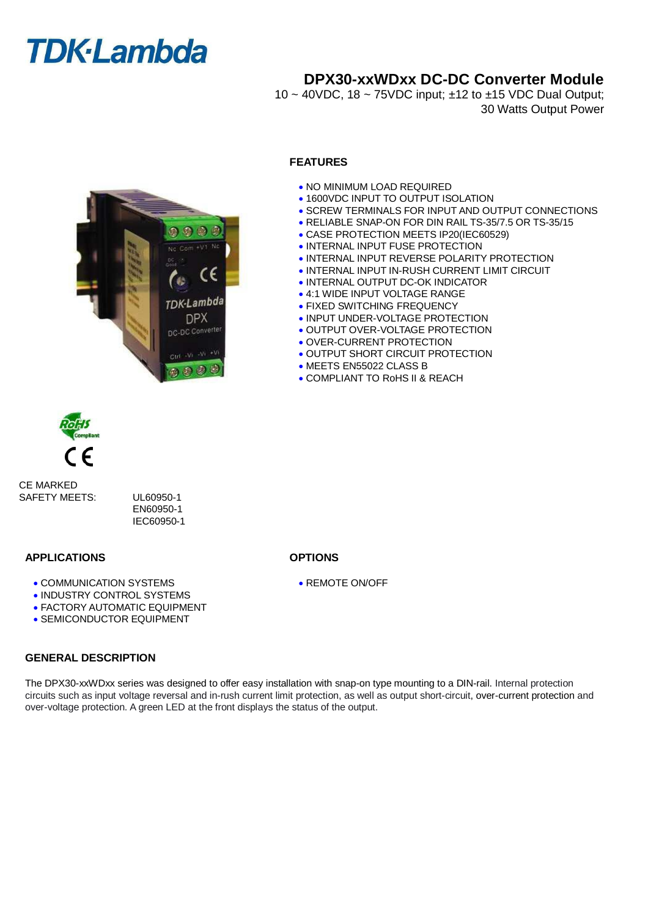TDK·Lambda

# DPX30-xxWDxx DC-DC Converter Module

10 ~ 40VDC, 18 ~ 75VDC input; ±12 to ±15 VDC Dual Output; 30 Watts Output Power

## FEATURES

- NO MINIMUM LOAD REQUIRED
- 1600VDC INPUT TO OUTPUT ISOLATION
- SCREW TERMINALS FOR INPUT AND OUTPUT CONNECTIONS
- RELIABLE SNAP-ON FOR DIN RAIL TS-35/7.5 OR TS-35/15
- CASE PROTECTION MEETS IP20(IEC60529)
- INTERNAL INPUT FUSE PROTECTION
- INTERNAL INPUT REVERSE POLARITY PROTECTION
- INTERNAL INPUT IN-RUSH CURRENT LIMIT CIRCUIT
- INTERNAL OUTPUT DC-OK INDICATOR
- 4:1 WIDE INPUT VOLTAGE RANGE
- FIXED SWITCHING FREQUENCY
- INPUT UNDER-VOLTAGE PROTECTION
- OUTPUT OVER-VOLTAGE PROTECTION
- OVER-CURRENT PROTECTION
- OUTPUT SHORT CIRCUIT PROTECTION
- MEETS EN55022 CLASS B
- COMPLIANT TO RoHS II & REACH

CE MARKED

SAFETY MEETS: UL60950-1, EN60950-1, IEC60950-1

## APPLICATIONS

- COMMUNICATION SYSTEMS
- INDUSTRY CONTROL SYSTEMS
- FACTORY AUTOMATIC EQUIPMENT
- SEMICONDUCTOR EQUIPMENT

## OPTIONS

- REMOTE ON/OFF

## GENERAL DESCRIPTION

The DPX30-xxWDxx series was designed to offer easy installation with snap-on type mounting to a DIN-rail. Internal protection circuits such as input voltage reversal and in-rush current limit protection, as well as output short-circuit, over-current protection and over-voltage protection. A green LED at the front displays the status of the output.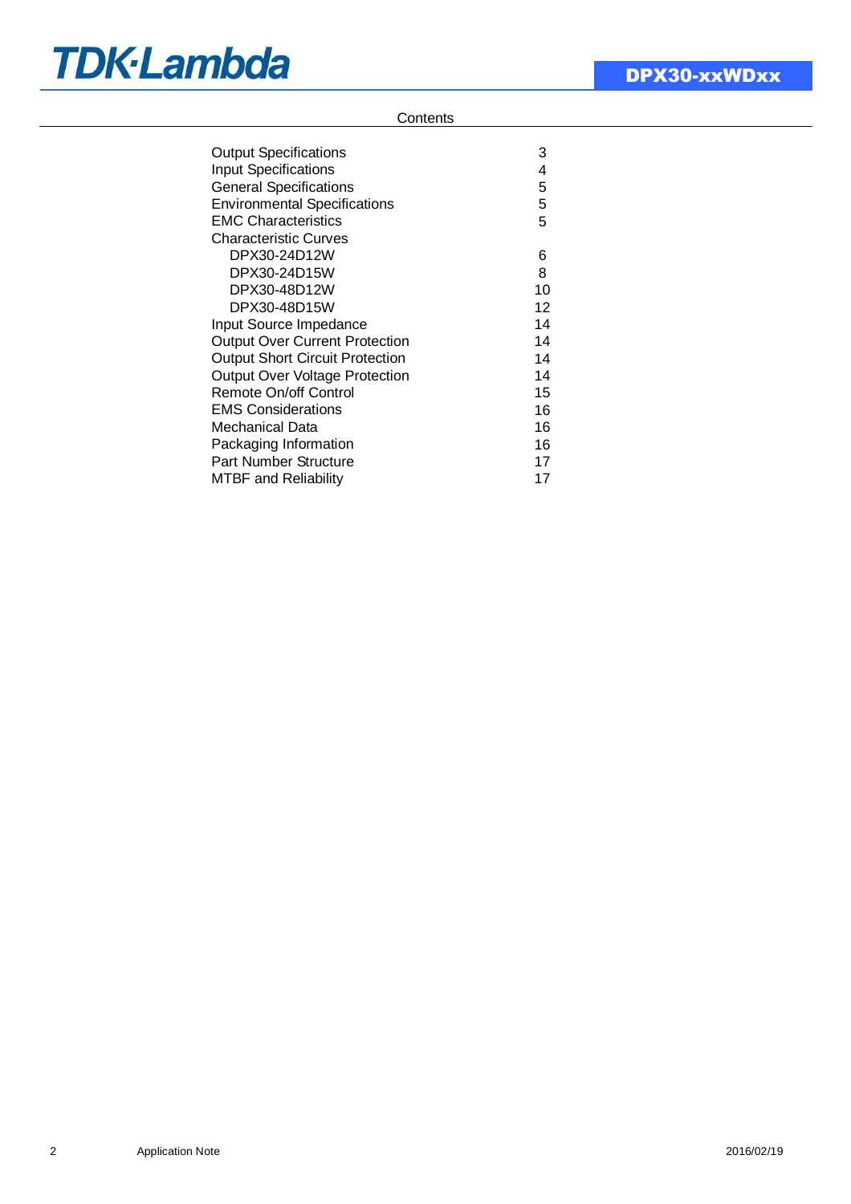## Contents

| | |
|---|---|
| Output Specifications | 3 |
| Input Specifications | 4 |
| General Specifications | 5 |
| Environmental Specifications | 5 |
| EMC Characteristics | 5 |
| Characteristic Curves | |
| DPX30-24D12W | 6 |
| DPX30-24D15W | 8 |
| DPX30-48D12W | 10 |
| DPX30-48D15W | 12 |
| Input Source Impedance | 14 |
| Output Over Current Protection | 14 |
| Output Short Circuit Protection | 14 |
| Output Over Voltage Protection | 14 |
| Remote On/off Control | 15 |
| EMS Considerations | 16 |
| Mechanical Data | 16 |
| Packaging Information | 16 |
| Part Number Structure | 17 |
| MTBF and Reliability | 17 |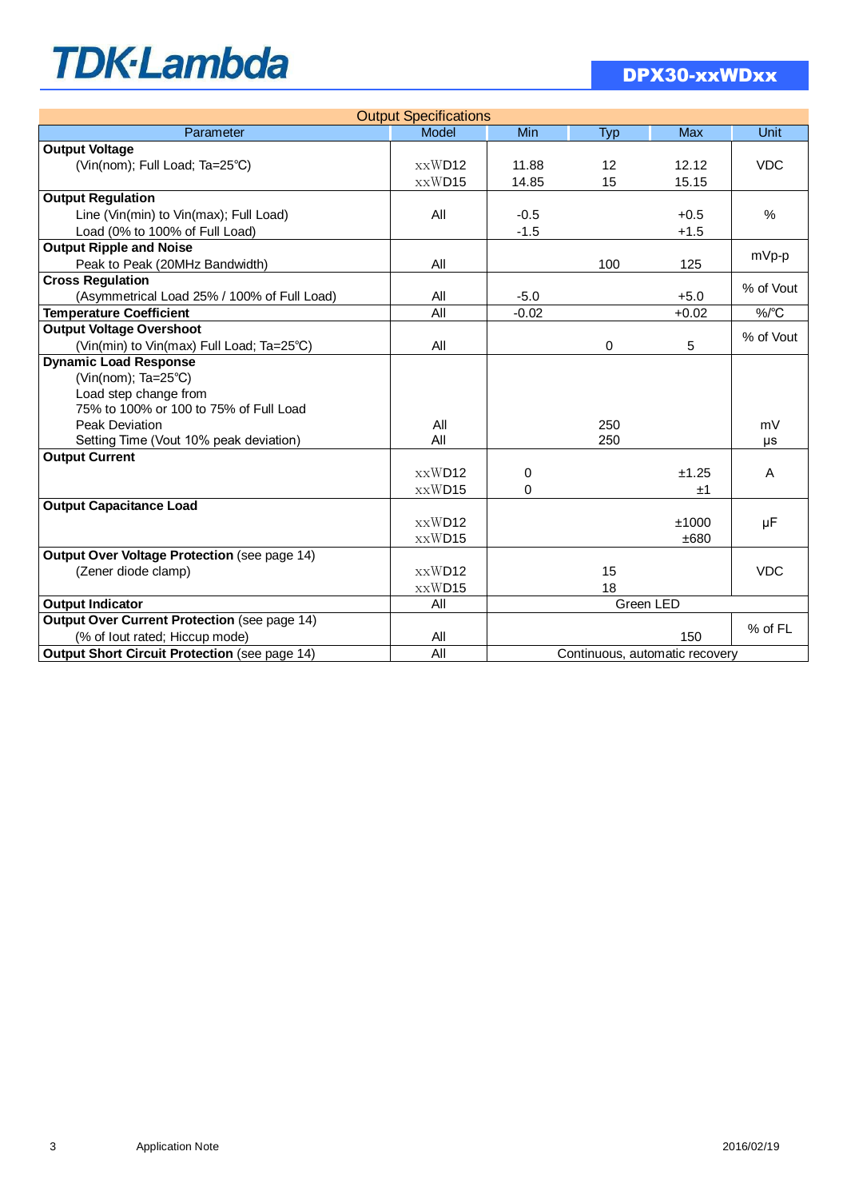| Output Specifications | | | | | |
|---|---|---|---|---|---|
| Parameter | Model | Min | Typ | Max | Unit |
| **Output Voltage** | | | | | |
| (Vin(nom); Full Load; Ta=25℃) | xxWD12 | 11.88 | 12 | 12.12 | VDC |
| | xxWD15 | 14.85 | 15 | 15.15 | |
| **Output Regulation** | | | | | |
| Line (Vin(min) to Vin(max); Full Load) | All | -0.5 | | +0.5 | % |
| Load (0% to 100% of Full Load) | | -1.5 | | +1.5 | |
| **Output Ripple and Noise** | | | | | mVp-p |
| Peak to Peak (20MHz Bandwidth) | All | | 100 | 125 | |
| **Cross Regulation** | | | | | % of Vout |
| (Asymmetrical Load 25% / 100% of Full Load) | All | -5.0 | | +5.0 | |
| **Temperature Coefficient** | All | -0.02 | | +0.02 | %/℃ |
| **Output Voltage Overshoot** | | | | | % of Vout |
| (Vin(min) to Vin(max) Full Load; Ta=25℃) | All | | 0 | 5 | |
| **Dynamic Load Response** | | | | | |
| (Vin(nom); Ta=25℃) | | | | | |
| Load step change from | | | | | |
| 75% to 100% or 100 to 75% of Full Load | | | | | |
| Peak Deviation | All | | 250 | | mV |
| Setting Time (Vout 10% peak deviation) | All | | 250 | | µs |
| **Output Current** | | | | | |
| | xxWD12 | 0 | | ±1.25 | A |
| | xxWD15 | 0 | | ±1 | |
| **Output Capacitance Load** | | | | | |
| | xxWD12 | | | ±1000 | µF |
| | xxWD15 | | | ±680 | |
| **Output Over Voltage Protection** (see page 14) | | | | | |
| (Zener diode clamp) | xxWD12 | | 15 | | VDC |
| | xxWD15 | | 18 | | |
| **Output Indicator** | All | Green LED | | | |
| **Output Over Current Protection** (see page 14) | | | | | % of FL |
| (% of Iout rated; Hiccup mode) | All | | | 150 | |
| **Output Short Circuit Protection** (see page 14) | All | Continuous, automatic recovery | | | |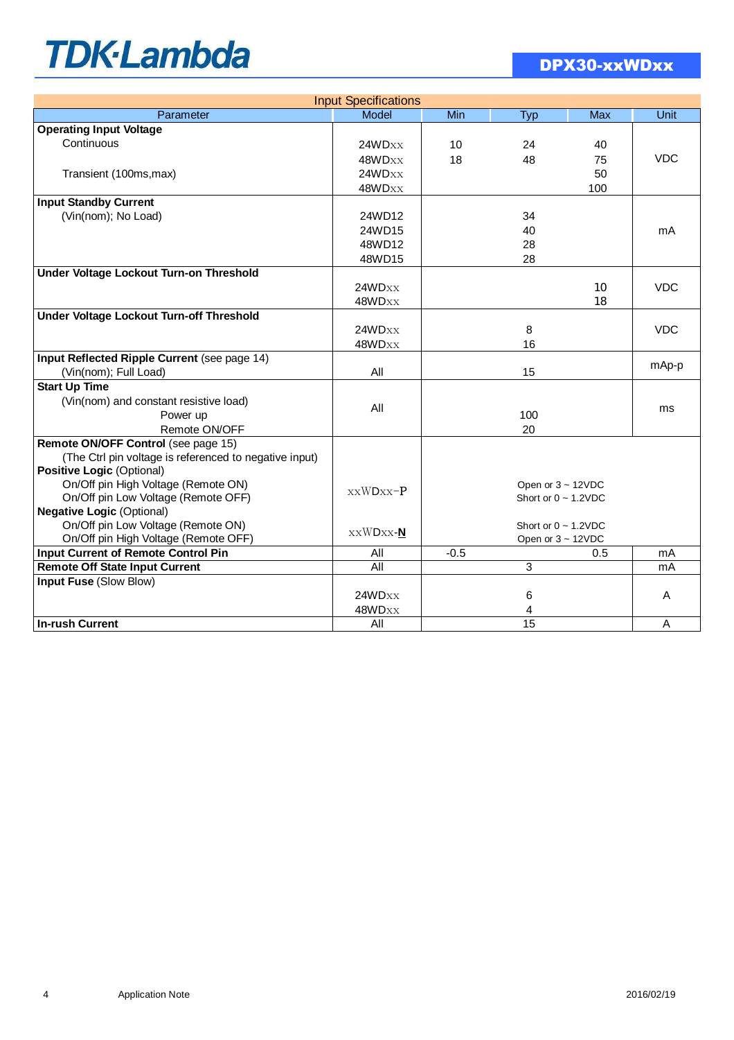| Input Specifications | | | | | |
|---|---|---|---|---|---|
| Parameter | Model | Min | Typ | Max | Unit |
| **Operating Input Voltage** | | | | | |
| Continuous | 24WDxx | 10 | 24 | 40 | VDC |
| | 48WDxx | 18 | 48 | 75 | |
| Transient (100ms,max) | 24WDxx | | | 50 | |
| | 48WDxx | | | 100 | |
| **Input Standby Current** | | | | | |
| (Vin(nom); No Load) | 24WD12 | | 34 | | mA |
| | 24WD15 | | 40 | | |
| | 48WD12 | | 28 | | |
| | 48WD15 | | 28 | | |
| **Under Voltage Lockout Turn-on Threshold** | 24WDxx | | | 10 | VDC |
| | 48WDxx | | | 18 | |
| **Under Voltage Lockout Turn-off Threshold** | 24WDxx | | 8 | | VDC |
| | 48WDxx | | 16 | | |
| **Input Reflected Ripple Current** (see page 14) (Vin(nom); Full Load) | All | | 15 | | mAp-p |
| **Start Up Time** (Vin(nom) and constant resistive load) | All | | | | ms |
| Power up | | | 100 | | |
| Remote ON/OFF | | | 20 | | |
| **Remote ON/OFF Control** (see page 15) (The Ctrl pin voltage is referenced to negative input) | | | | | |
| **Positive Logic** (Optional) | | | | | |
| On/Off pin High Voltage (Remote ON) | xxWDxx-P | | Open or 3 ~ 12VDC | | |
| On/Off pin Low Voltage (Remote OFF) | | | Short or 0 ~ 1.2VDC | | |
| **Negative Logic** (Optional) | | | | | |
| On/Off pin Low Voltage (Remote ON) | xxWDxx-**N** | | Short or 0 ~ 1.2VDC | | |
| On/Off pin High Voltage (Remote OFF) | | | Open or 3 ~ 12VDC | | |
| **Input Current of Remote Control Pin** | All | -0.5 | | 0.5 | mA |
| **Remote Off State Input Current** | All | | 3 | | mA |
| **Input Fuse** (Slow Blow) | 24WDxx | | 6 | | A |
| | 48WDxx | | 4 | | |
| **In-rush Current** | All | | 15 | | A |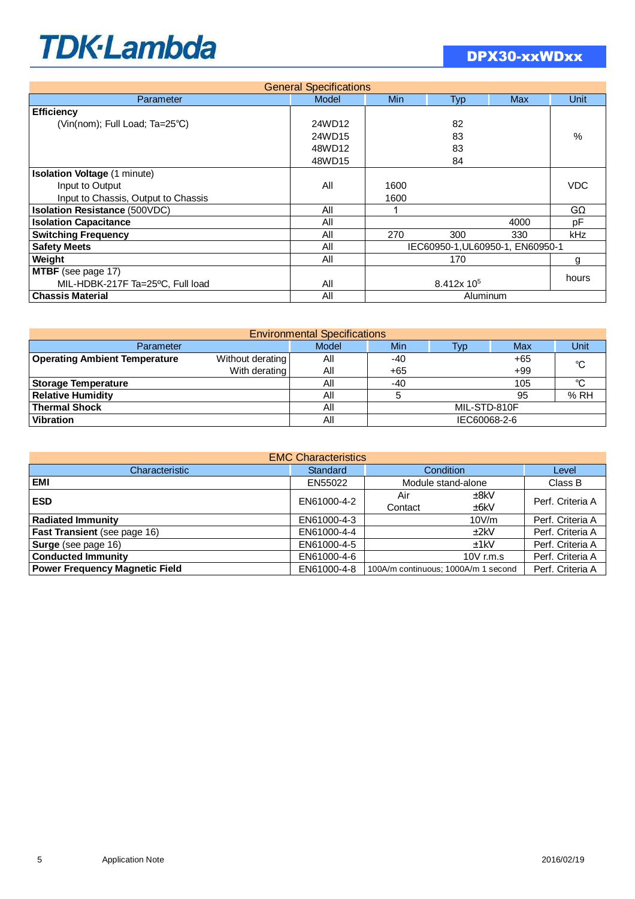## General Specifications

| Parameter | Model | Min | Typ | Max | Unit |
|---|---|---|---|---|---|
| **Efficiency** (Vin(nom); Full Load; Ta=25℃) | 24WD12 | | 82 | | % |
| | 24WD15 | | 83 | | % |
| | 48WD12 | | 83 | | % |
| | 48WD15 | | 84 | | % |
| **Isolation Voltage** (1 minute) Input to Output | All | 1600 | | | VDC |
| Input to Chassis, Output to Chassis | All | 1600 | | | VDC |
| **Isolation Resistance** (500VDC) | All | 1 | | | GΩ |
| **Isolation Capacitance** | All | | | 4000 | pF |
| **Switching Frequency** | All | 270 | 300 | 330 | kHz |
| **Safety Meets** | All | IEC60950-1,UL60950-1, EN60950-1 | | | |
| **Weight** | All | | 170 | | g |
| **MTBF** (see page 17) MIL-HDBK-217F Ta=25ºC, Full load | All | | $8.412 \times 10^5$ | | hours |
| **Chassis Material** | All | Aluminum | | | |

## Environmental Specifications

| Parameter | | Model | Min | Typ | Max | Unit |
|---|---|---|---|---|---|---|
| **Operating Ambient Temperature** | Without derating | All | -40 | | +65 | ℃ |
| | With derating | All | +65 | | +99 | ℃ |
| **Storage Temperature** | | All | -40 | | 105 | ℃ |
| **Relative Humidity** | | All | 5 | | 95 | % RH |
| **Thermal Shock** | | All | MIL-STD-810F | | | |
| **Vibration** | | All | IEC60068-2-6 | | | |

## EMC Characteristics

| Characteristic | Standard | Condition | Level |
|---|---|---|---|
| **EMI** | EN55022 | Module stand-alone | Class B |
| **ESD** | EN61000-4-2 | Air ±8kV<br>Contact ±6kV | Perf. Criteria A |
| **Radiated Immunity** | EN61000-4-3 | 10V/m | Perf. Criteria A |
| **Fast Transient** (see page 16) | EN61000-4-4 | ±2kV | Perf. Criteria A |
| **Surge** (see page 16) | EN61000-4-5 | ±1kV | Perf. Criteria A |
| **Conducted Immunity** | EN61000-4-6 | 10V r.m.s | Perf. Criteria A |
| **Power Frequency Magnetic Field** | EN61000-4-8 | 100A/m continuous; 1000A/m 1 second | Perf. Criteria A |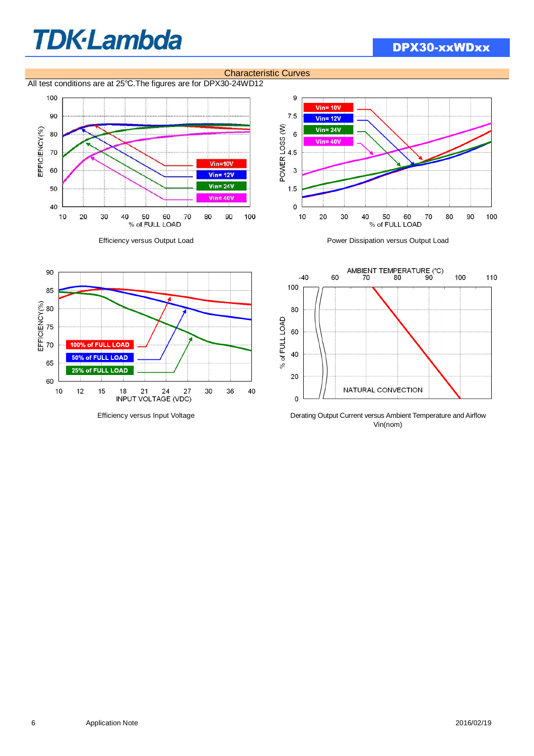## Characteristic Curves

All test conditions are at 25℃.The figures are for DPX30-24WD12

Efficiency versus Output Load

Power Dissipation versus Output Load

Efficiency versus Input Voltage

Derating Output Current versus Ambient Temperature and Airflow Vin(nom)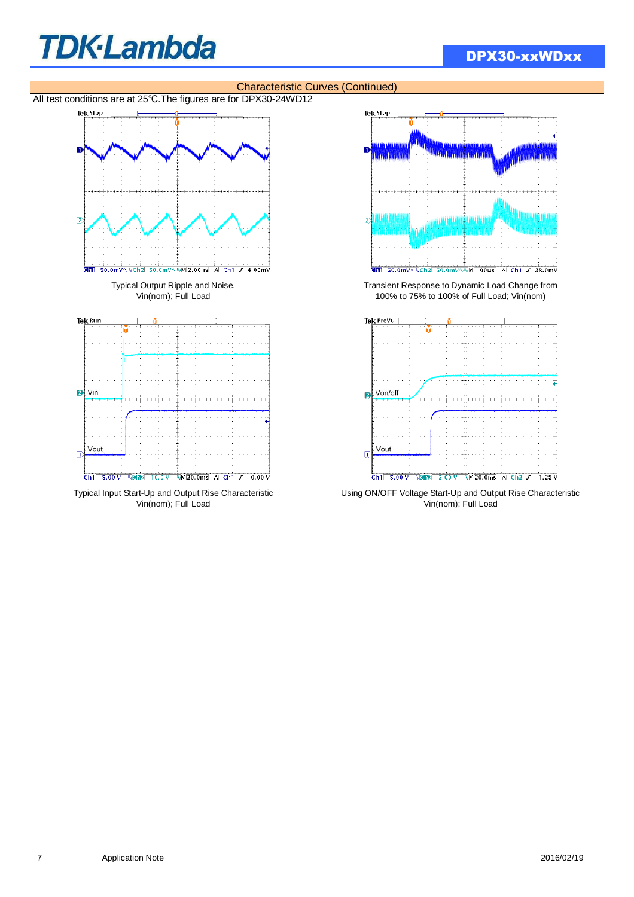## Characteristic Curves (Continued)

All test conditions are at 25℃.The figures are for DPX30-24WD12

Typical Output Ripple and Noise.
Vin(nom); Full Load

Transient Response to Dynamic Load Change from 100% to 75% to 100% of Full Load; Vin(nom)

Typical Input Start-Up and Output Rise Characteristic
Vin(nom); Full Load

Using ON/OFF Voltage Start-Up and Output Rise Characteristic
Vin(nom); Full Load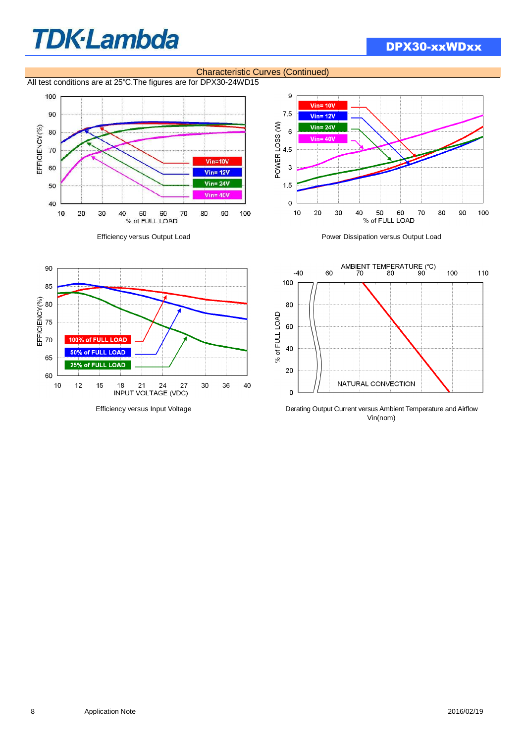## Characteristic Curves (Continued)

All test conditions are at 25℃.The figures are for DPX30-24WD15

Efficiency versus Output Load

Power Dissipation versus Output Load

Efficiency versus Input Voltage

Derating Output Current versus Ambient Temperature and Airflow
Vin(nom)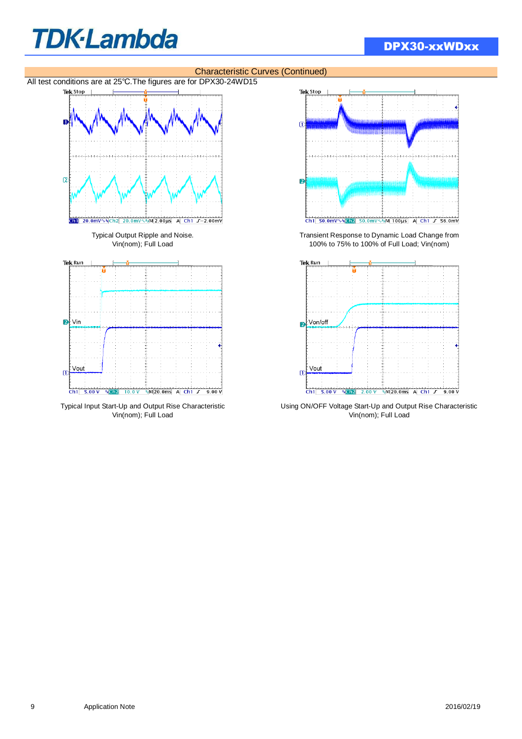## Characteristic Curves (Continued)

All test conditions are at 25℃.The figures are for DPX30-24WD15

Typical Output Ripple and Noise.
Vin(nom); Full Load

Transient Response to Dynamic Load Change from 100% to 75% to 100% of Full Load; Vin(nom)

Typical Input Start-Up and Output Rise Characteristic
Vin(nom); Full Load

Using ON/OFF Voltage Start-Up and Output Rise Characteristic
Vin(nom); Full Load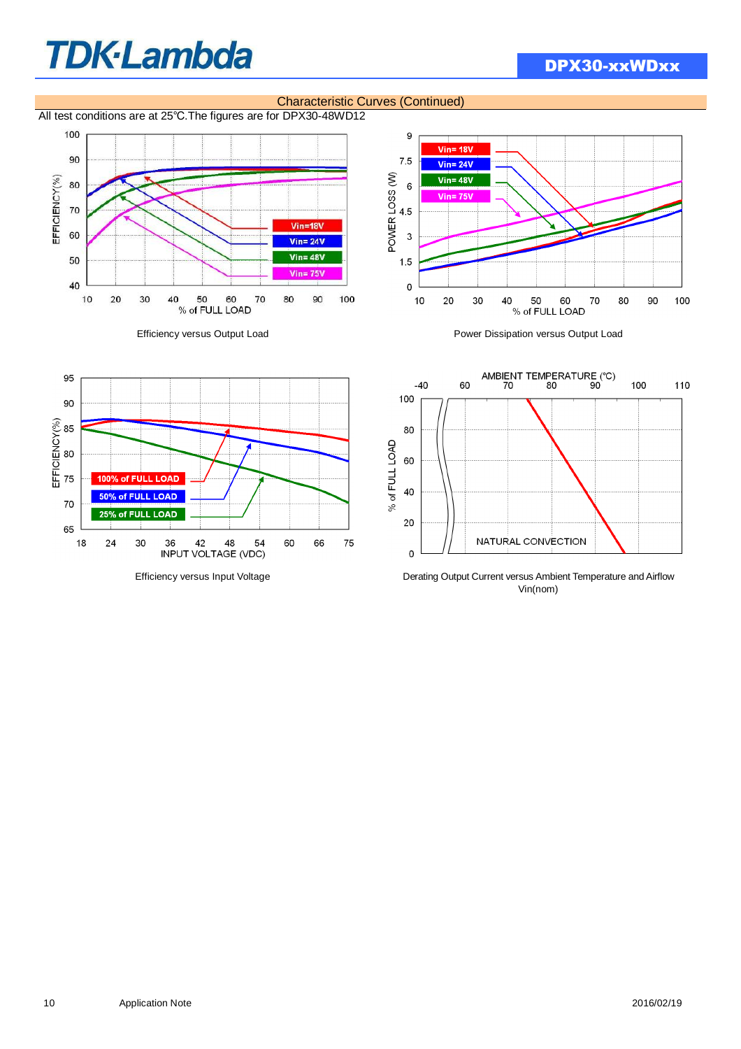## Characteristic Curves (Continued)

All test conditions are at 25℃.The figures are for DPX30-48WD12

Efficiency versus Output Load

Power Dissipation versus Output Load

Efficiency versus Input Voltage

Derating Output Current versus Ambient Temperature and Airflow Vin(nom)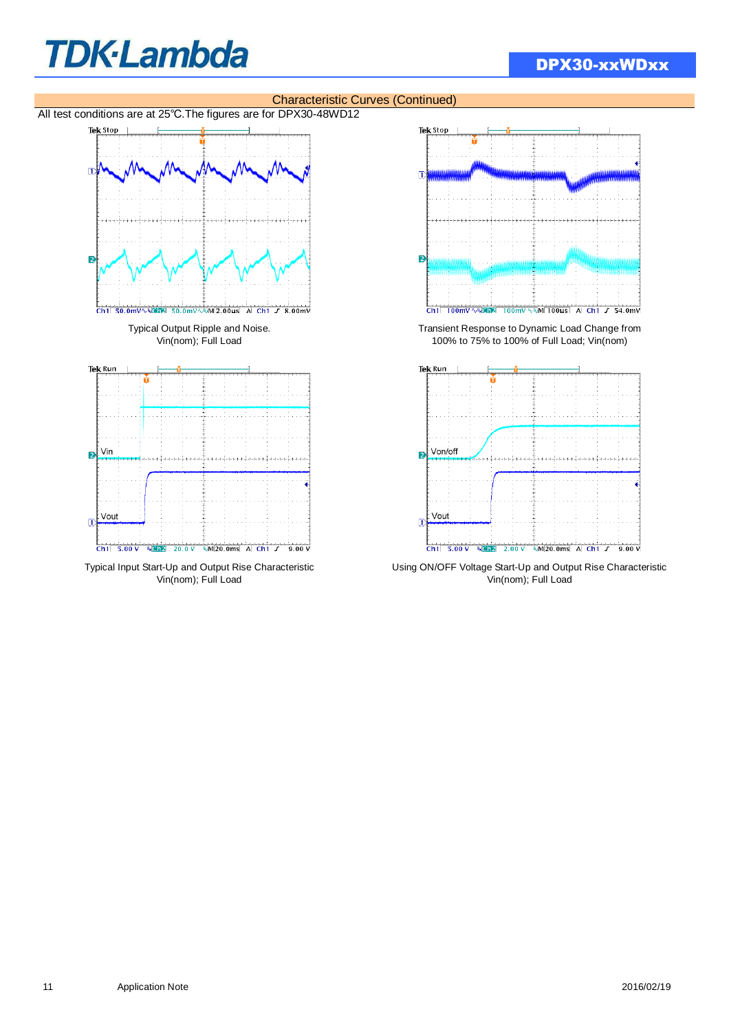## Characteristic Curves (Continued)

All test conditions are at 25℃.The figures are for DPX30-48WD12

Typical Output Ripple and Noise.
Vin(nom); Full Load

Transient Response to Dynamic Load Change from 100% to 75% to 100% of Full Load; Vin(nom)

Typical Input Start-Up and Output Rise Characteristic
Vin(nom); Full Load

Using ON/OFF Voltage Start-Up and Output Rise Characteristic
Vin(nom); Full Load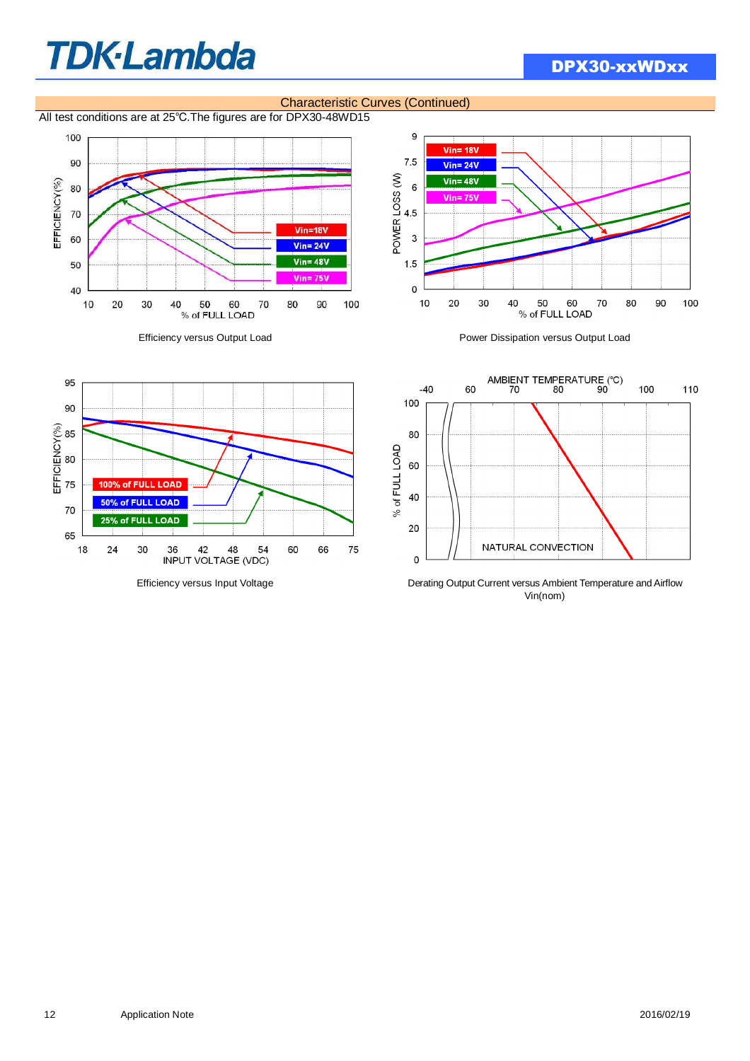## Characteristic Curves (Continued)

All test conditions are at 25℃.The figures are for DPX30-48WD15

Efficiency versus Output Load

Power Dissipation versus Output Load

Efficiency versus Input Voltage

Derating Output Current versus Ambient Temperature and Airflow Vin(nom)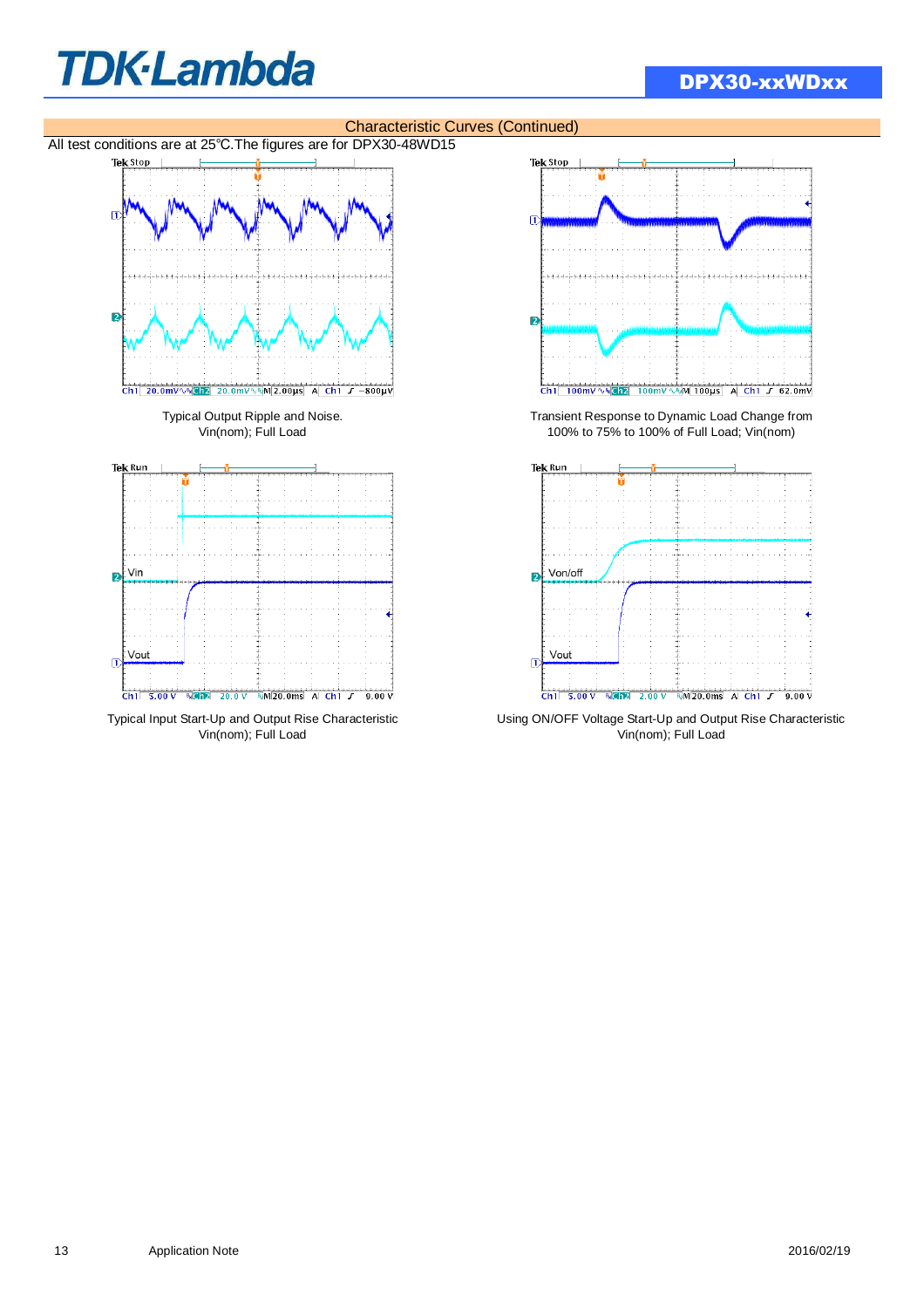## Characteristic Curves (Continued)

All test conditions are at 25℃.The figures are for DPX30-48WD15

Typical Output Ripple and Noise.
Vin(nom); Full Load

Transient Response to Dynamic Load Change from 100% to 75% to 100% of Full Load; Vin(nom)

Typical Input Start-Up and Output Rise Characteristic
Vin(nom); Full Load

Using ON/OFF Voltage Start-Up and Output Rise Characteristic
Vin(nom); Full Load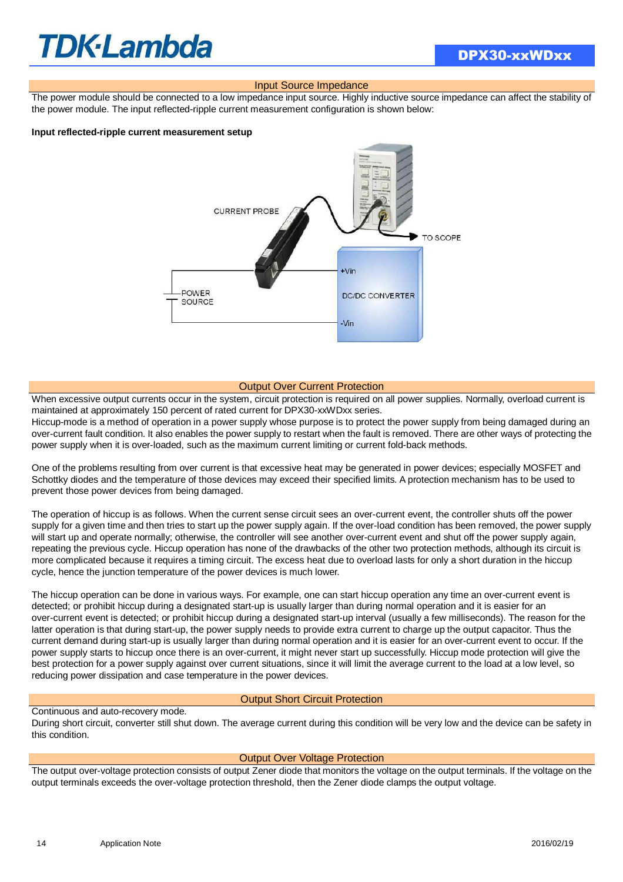## Input Source Impedance

The power module should be connected to a low impedance input source. Highly inductive source impedance can affect the stability of the power module. The input reflected-ripple current measurement configuration is shown below:

**Input reflected-ripple current measurement setup**

CURRENT PROBE

TO SCOPE

POWER SOURCE

+Vin

DC/DC CONVERTER

-Vin

## Output Over Current Protection

When excessive output currents occur in the system, circuit protection is required on all power supplies. Normally, overload current is maintained at approximately 150 percent of rated current for DPX30-xxWDxx series.

Hiccup-mode is a method of operation in a power supply whose purpose is to protect the power supply from being damaged during an over-current fault condition. It also enables the power supply to restart when the fault is removed. There are other ways of protecting the power supply when it is over-loaded, such as the maximum current limiting or current fold-back methods.

One of the problems resulting from over current is that excessive heat may be generated in power devices; especially MOSFET and Schottky diodes and the temperature of those devices may exceed their specified limits. A protection mechanism has to be used to prevent those power devices from being damaged.

The operation of hiccup is as follows. When the current sense circuit sees an over-current event, the controller shuts off the power supply for a given time and then tries to start up the power supply again. If the over-load condition has been removed, the power supply will start up and operate normally; otherwise, the controller will see another over-current event and shut off the power supply again, repeating the previous cycle. Hiccup operation has none of the drawbacks of the other two protection methods, although its circuit is more complicated because it requires a timing circuit. The excess heat due to overload lasts for only a short duration in the hiccup cycle, hence the junction temperature of the power devices is much lower.

The hiccup operation can be done in various ways. For example, one can start hiccup operation any time an over-current event is detected; or prohibit hiccup during a designated start-up is usually larger than during normal operation and it is easier for an over-current event is detected; or prohibit hiccup during a designated start-up interval (usually a few milliseconds). The reason for the latter operation is that during start-up, the power supply needs to provide extra current to charge up the output capacitor. Thus the current demand during start-up is usually larger than during normal operation and it is easier for an over-current event to occur. If the power supply starts to hiccup once there is an over-current, it might never start up successfully. Hiccup mode protection will give the best protection for a power supply against over current situations, since it will limit the average current to the load at a low level, so reducing power dissipation and case temperature in the power devices.

## Output Short Circuit Protection

Continuous and auto-recovery mode.

During short circuit, converter still shut down. The average current during this condition will be very low and the device can be safety in this condition.

## Output Over Voltage Protection

The output over-voltage protection consists of output Zener diode that monitors the voltage on the output terminals. If the voltage on the output terminals exceeds the over-voltage protection threshold, then the Zener diode clamps the output voltage.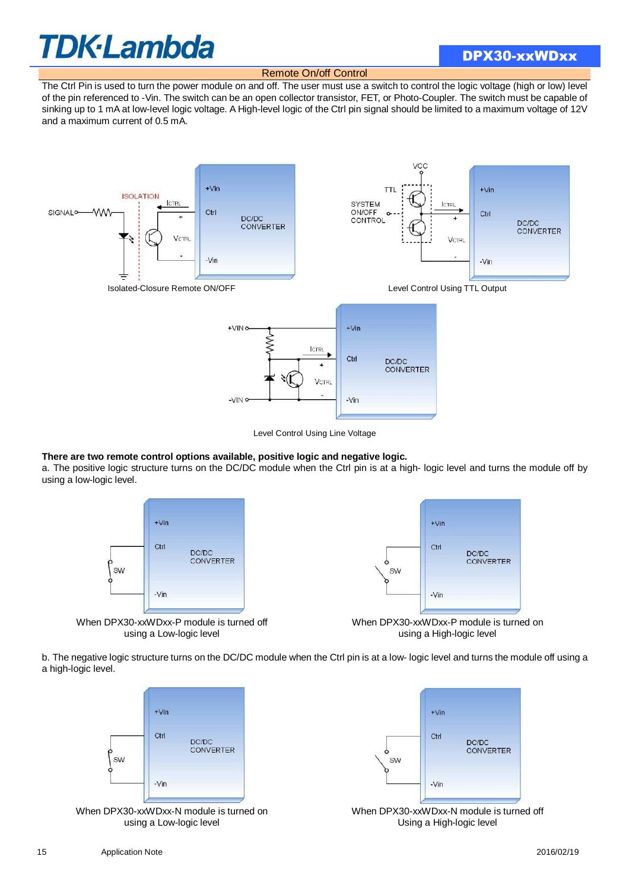## Remote On/off Control

The Ctrl Pin is used to turn the power module on and off. The user must use a switch to control the logic voltage (high or low) level of the pin referenced to -Vin. The switch can be an open collector transistor, FET, or Photo-Coupler. The switch must be capable of sinking up to 1 mA at low-level logic voltage. A High-level logic of the Ctrl pin signal should be limited to a maximum voltage of 12V and a maximum current of 0.5 mA.

Isolated-Closure Remote ON/OFF

Level Control Using TTL Output

Level Control Using Line Voltage

**There are two remote control options available, positive logic and negative logic.**

a. The positive logic structure turns on the DC/DC module when the Ctrl pin is at a high- logic level and turns the module off by using a low-logic level.

When DPX30-xxWDxx-P module is turned off using a Low-logic level

When DPX30-xxWDxx-P module is turned on using a High-logic level

b. The negative logic structure turns on the DC/DC module when the Ctrl pin is at a low- logic level and turns the module off using a a high-logic level.

When DPX30-xxWDxx-N module is turned on using a Low-logic level

When DPX30-xxWDxx-N module is turned off Using a High-logic level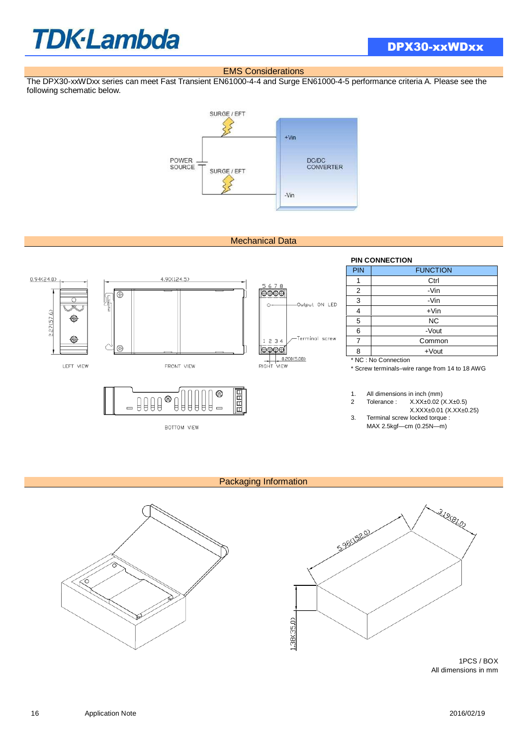## EMS Considerations

The DPX30-xxWDxx series can meet Fast Transient EN61000-4-4 and Surge EN61000-4-5 performance criteria A. Please see the following schematic below.

## Mechanical Data

**PIN CONNECTION**

| PIN | FUNCTION |
|---|---|
| 1 | Ctrl |
| 2 | -Vin |
| 3 | -Vin |
| 4 | +Vin |
| 5 | NC |
| 6 | -Vout |
| 7 | Common |
| 8 | +Vout |

* NC : No Connection
* Screw terminals–wire range from 14 to 18 AWG

1. All dimensions in inch (mm)
2. Tolerance : X.XX±0.02 (X.X±0.5)
   X.XXX±0.01 (X.XX±0.25)
3. Terminal screw locked torque :
   MAX 2.5kgf—cm (0.25N—m)

## Packaging Information

1PCS / BOX
All dimensions in mm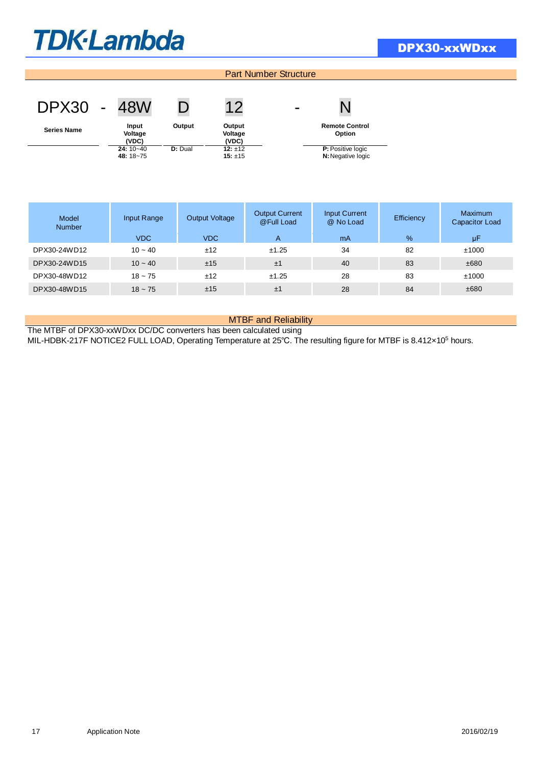## Part Number Structure

| DPX30 | - | 48W | D | 12 | - | N |
|---|---|---|---|---|---|---|
| **Series Name** | | **Input Voltage (VDC)** | **Output** | **Output Voltage (VDC)** | | **Remote Control Option** |
| | | **24:** 10~40<br>**48:** 18~75 | **D:** Dual | **12:** ±12<br>**15:** ±15 | | **P:** Positive logic<br>**N:** Negative logic |

| Model Number | Input Range | Output Voltage | Output Current @Full Load | Input Current @ No Load | Efficiency | Maximum Capacitor Load |
|---|---|---|---|---|---|---|
| | VDC | VDC | A | mA | % | μF |
| DPX30-24WD12 | 10 ~ 40 | ±12 | ±1.25 | 34 | 82 | ±1000 |
| DPX30-24WD15 | 10 ~ 40 | ±15 | ±1 | 40 | 83 | ±680 |
| DPX30-48WD12 | 18 ~ 75 | ±12 | ±1.25 | 28 | 83 | ±1000 |
| DPX30-48WD15 | 18 ~ 75 | ±15 | ±1 | 28 | 84 | ±680 |

## MTBF and Reliability

The MTBF of DPX30-xxWDxx DC/DC converters has been calculated using MIL-HDBK-217F NOTICE2 FULL LOAD, Operating Temperature at 25℃. The resulting figure for MTBF is $8.412\times10^5$ hours.